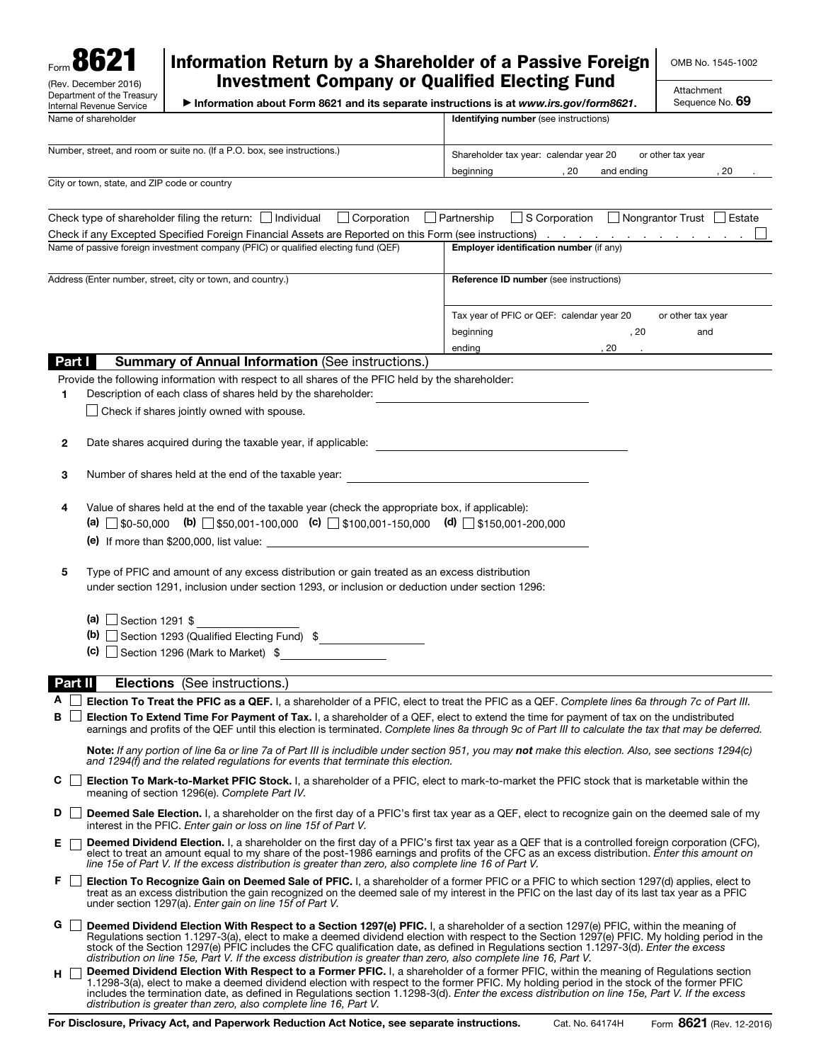Form **8621**
(Rev. December 2016)
Department of the Treasury
Internal Revenue Service

# Information Return by a Shareholder of a Passive Foreign Investment Company or Qualified Electing Fund

▶ Information about Form 8621 and its separate instructions is at *www.irs.gov/form8621*.

OMB No. 1545-1002

Attachment Sequence No. **69**

| Name of shareholder | **Identifying number** (see instructions) |
|---|---|
| Number, street, and room or suite no. (If a P.O. box, see instructions.) | Shareholder tax year: calendar year 20 or other tax year beginning , 20 and ending , 20 . |
| City or town, state, and ZIP code or country | |

Check type of shareholder filing the return: ☐ Individual ☐ Corporation ☐ Partnership ☐ S Corporation ☐ Nongrantor Trust ☐ Estate

Check if any Excepted Specified Foreign Financial Assets are Reported on this Form (see instructions) . . . . . . . . . . . . . . ☐

| Name of passive foreign investment company (PFIC) or qualified electing fund (QEF) | **Employer identification number** (if any) |
|---|---|
| Address (Enter number, street, city or town, and country.) | **Reference ID number** (see instructions) |
| | Tax year of PFIC or QEF: calendar year 20 or other tax year beginning , 20 and ending , 20 . |

## Part I Summary of Annual Information (See instructions.)

Provide the following information with respect to all shares of the PFIC held by the shareholder:

**1** Description of each class of shares held by the shareholder: ____________________

☐ Check if shares jointly owned with spouse.

**2** Date shares acquired during the taxable year, if applicable: ____________________

**3** Number of shares held at the end of the taxable year: ____________________

**4** Value of shares held at the end of the taxable year (check the appropriate box, if applicable):

**(a)** ☐ $0-50,000 **(b)** ☐ $50,001-100,000 **(c)** ☐ $100,001-150,000 **(d)** ☐ $150,001-200,000

**(e)** If more than $200,000, list value: ____________________

**5** Type of PFIC and amount of any excess distribution or gain treated as an excess distribution under section 1291, inclusion under section 1293, or inclusion or deduction under section 1296:

**(a)** ☐ Section 1291 $ ____________

**(b)** ☐ Section 1293 (Qualified Electing Fund) $ ____________

**(c)** ☐ Section 1296 (Mark to Market) $ ____________

## Part II Elections (See instructions.)

**A** ☐ **Election To Treat the PFIC as a QEF.** I, a shareholder of a PFIC, elect to treat the PFIC as a QEF. *Complete lines 6a through 7c of Part III.*

**B** ☐ **Election To Extend Time For Payment of Tax.** I, a shareholder of a QEF, elect to extend the time for payment of tax on the undistributed earnings and profits of the QEF until this election is terminated. *Complete lines 8a through 9c of Part III to calculate the tax that may be deferred.*

**Note:** *If any portion of line 6a or line 7a of Part III is includible under section 951, you may* ***not*** *make this election. Also, see sections 1294(c) and 1294(f) and the related regulations for events that terminate this election.*

**C** ☐ **Election To Mark-to-Market PFIC Stock.** I, a shareholder of a PFIC, elect to mark-to-market the PFIC stock that is marketable within the meaning of section 1296(e). *Complete Part IV.*

**D** ☐ **Deemed Sale Election.** I, a shareholder on the first day of a PFIC's first tax year as a QEF, elect to recognize gain on the deemed sale of my interest in the PFIC. *Enter gain or loss on line 15f of Part V.*

**E** ☐ **Deemed Dividend Election.** I, a shareholder on the first day of a PFIC's first tax year as a QEF that is a controlled foreign corporation (CFC), elect to treat an amount equal to my share of the post-1986 earnings and profits of the CFC as an excess distribution. *Enter this amount on line 15e of Part V. If the excess distribution is greater than zero, also complete line 16 of Part V.*

**F** ☐ **Election To Recognize Gain on Deemed Sale of PFIC.** I, a shareholder of a former PFIC or a PFIC to which section 1297(d) applies, elect to treat as an excess distribution the gain recognized on the deemed sale of my interest in the PFIC on the last day of its last tax year as a PFIC under section 1297(a). *Enter gain on line 15f of Part V.*

**G** ☐ **Deemed Dividend Election With Respect to a Section 1297(e) PFIC.** I, a shareholder of a section 1297(e) PFIC, within the meaning of Regulations section 1.1297-3(a), elect to make a deemed dividend election with respect to the Section 1297(e) PFIC. My holding period in the stock of the Section 1297(e) PFIC includes the CFC qualification date, as defined in Regulations section 1.1297-3(d). *Enter the excess distribution on line 15e, Part V. If the excess distribution is greater than zero, also complete line 16, Part V.*

**H** ☐ **Deemed Dividend Election With Respect to a Former PFIC.** I, a shareholder of a former PFIC, within the meaning of Regulations section 1.1298-3(a), elect to make a deemed dividend election with respect to the former PFIC. My holding period in the stock of the former PFIC includes the termination date, as defined in Regulations section 1.1298-3(d). *Enter the excess distribution on line 15e, Part V. If the excess distribution is greater than zero, also complete line 16, Part V.*

**For Disclosure, Privacy Act, and Paperwork Reduction Act Notice, see separate instructions.** Cat. No. 64174H Form **8621** (Rev. 12-2016)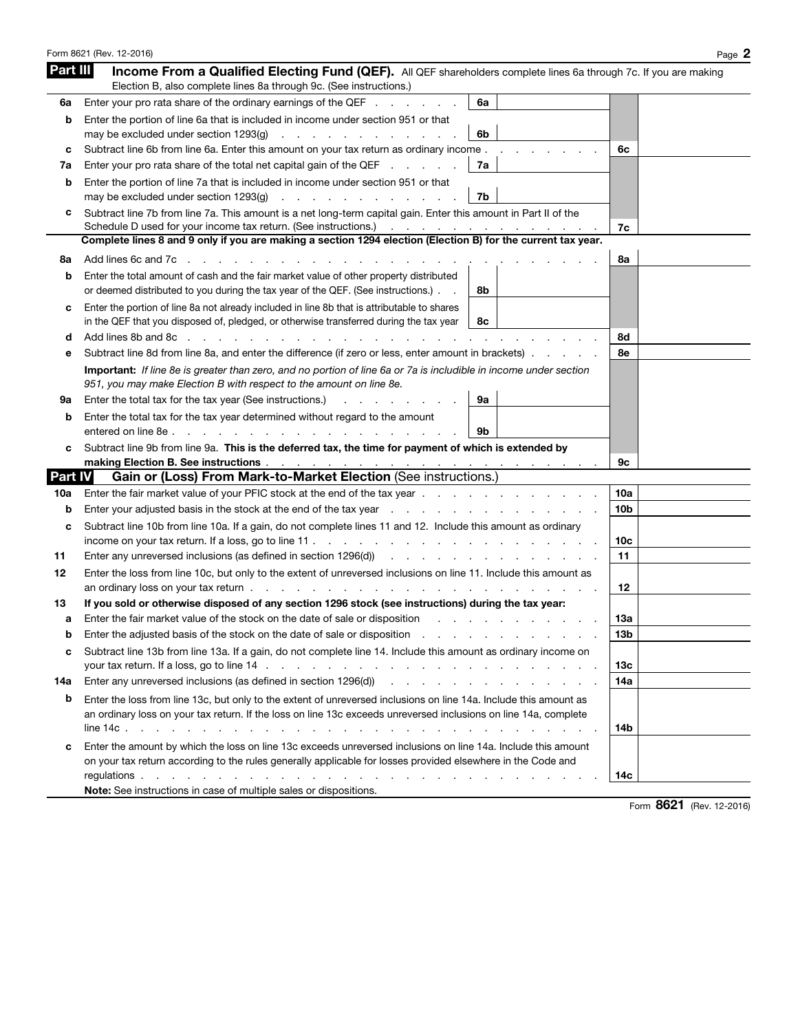## Part III Income From a Qualified Electing Fund (QEF).

All QEF shareholders complete lines 6a through 7c. If you are making Election B, also complete lines 8a through 9c. (See instructions.)

| | | | | | |
|---|---|---|---|---|---|
| **6a** | Enter your pro rata share of the ordinary earnings of the QEF | 6a | | | |
| **b** | Enter the portion of line 6a that is included in income under section 951 or that may be excluded under section 1293(g) | 6b | | | |
| **c** | Subtract line 6b from line 6a. Enter this amount on your tax return as ordinary income | | | 6c | |
| **7a** | Enter your pro rata share of the total net capital gain of the QEF | 7a | | | |
| **b** | Enter the portion of line 7a that is included in income under section 951 or that may be excluded under section 1293(g) | 7b | | | |
| **c** | Subtract line 7b from line 7a. This amount is a net long-term capital gain. Enter this amount in Part II of the Schedule D used for your income tax return. (See instructions.) | | | 7c | |

**Complete lines 8 and 9 only if you are making a section 1294 election (Election B) for the current tax year.**

| | | | | | |
|---|---|---|---|---|---|
| **8a** | Add lines 6c and 7c | | | 8a | |
| **b** | Enter the total amount of cash and the fair market value of other property distributed or deemed distributed to you during the tax year of the QEF. (See instructions.) | 8b | | | |
| **c** | Enter the portion of line 8a not already included in line 8b that is attributable to shares in the QEF that you disposed of, pledged, or otherwise transferred during the tax year | 8c | | | |
| **d** | Add lines 8b and 8c | | | 8d | |
| **e** | Subtract line 8d from line 8a, and enter the difference (if zero or less, enter amount in brackets) | | | 8e | |
| | **Important:** *If line 8e is greater than zero, and no portion of line 6a or 7a is includible in income under section 951, you may make Election B with respect to the amount on line 8e.* | | | | |
| **9a** | Enter the total tax for the tax year (See instructions.) | 9a | | | |
| **b** | Enter the total tax for the tax year determined without regard to the amount entered on line 8e | 9b | | | |
| **c** | Subtract line 9b from line 9a. **This is the deferred tax, the time for payment of which is extended by making Election B. See instructions** | | | 9c | |

## Part IV Gain or (Loss) From Mark-to-Market Election (See instructions.)

| | | | |
|---|---|---|---|
| **10a** | Enter the fair market value of your PFIC stock at the end of the tax year | 10a | |
| **b** | Enter your adjusted basis in the stock at the end of the tax year | 10b | |
| **c** | Subtract line 10b from line 10a. If a gain, do not complete lines 11 and 12. Include this amount as ordinary income on your tax return. If a loss, go to line 11 | 10c | |
| **11** | Enter any unreversed inclusions (as defined in section 1296(d)) | 11 | |
| **12** | Enter the loss from line 10c, but only to the extent of unreversed inclusions on line 11. Include this amount as an ordinary loss on your tax return | 12 | |
| **13** | **If you sold or otherwise disposed of any section 1296 stock (see instructions) during the tax year:** | | |
| **a** | Enter the fair market value of the stock on the date of sale or disposition | 13a | |
| **b** | Enter the adjusted basis of the stock on the date of sale or disposition | 13b | |
| **c** | Subtract line 13b from line 13a. If a gain, do not complete line 14. Include this amount as ordinary income on your tax return. If a loss, go to line 14 | 13c | |
| **14a** | Enter any unreversed inclusions (as defined in section 1296(d)) | 14a | |
| **b** | Enter the loss from line 13c, but only to the extent of unreversed inclusions on line 14a. Include this amount as an ordinary loss on your tax return. If the loss on line 13c exceeds unreversed inclusions on line 14a, complete line 14c | 14b | |
| **c** | Enter the amount by which the loss on line 13c exceeds unreversed inclusions on line 14a. Include this amount on your tax return according to the rules generally applicable for losses provided elsewhere in the Code and regulations | 14c | |

**Note:** See instructions in case of multiple sales or dispositions.

Form **8621** (Rev. 12-2016)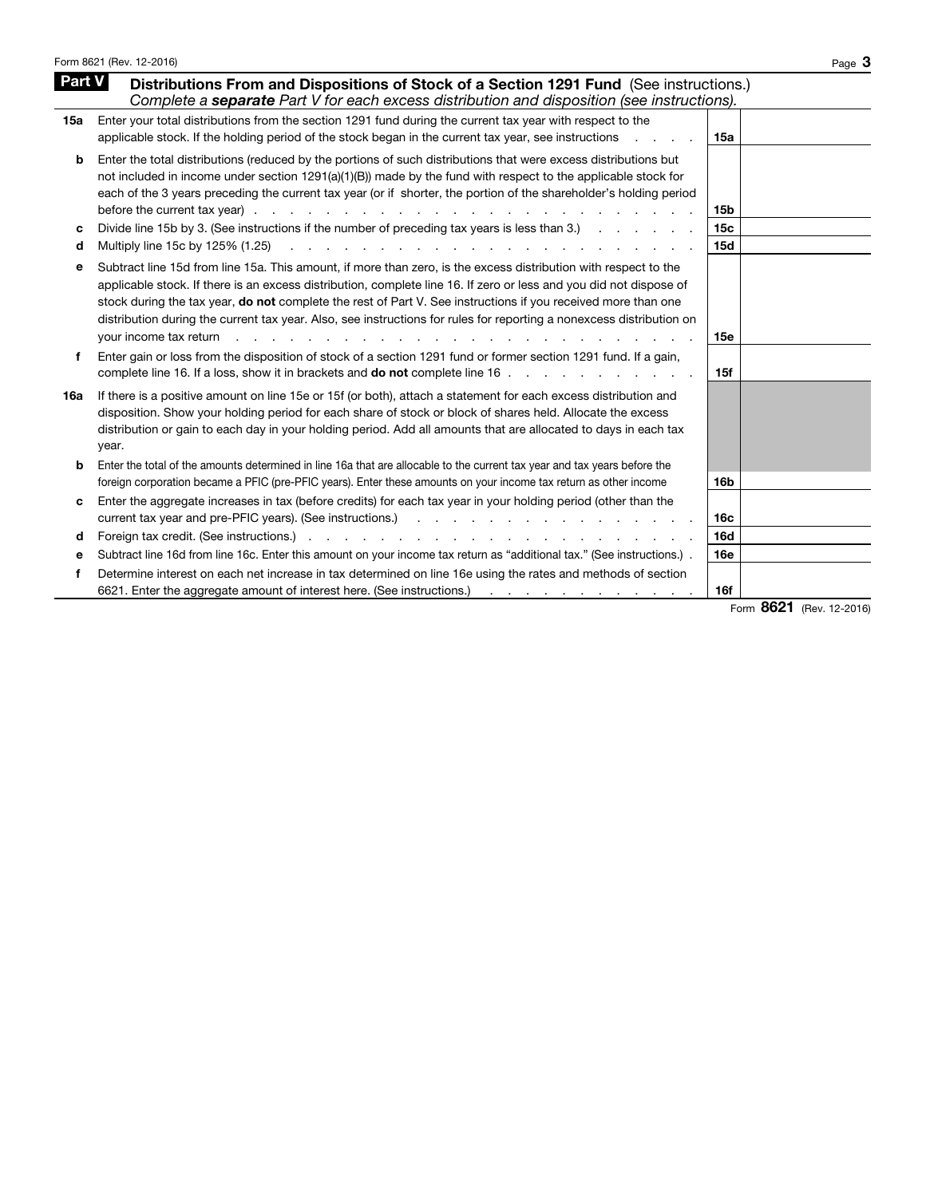## Part V Distributions From and Dispositions of Stock of a Section 1291 Fund (See instructions.)

*Complete a **separate** Part V for each excess distribution and disposition (see instructions).*

| | | | |
|---|---|---|---|
| **15a** | Enter your total distributions from the section 1291 fund during the current tax year with respect to the applicable stock. If the holding period of the stock began in the current tax year, see instructions | **15a** | |
| **b** | Enter the total distributions (reduced by the portions of such distributions that were excess distributions but not included in income under section 1291(a)(1)(B)) made by the fund with respect to the applicable stock for each of the 3 years preceding the current tax year (or if shorter, the portion of the shareholder's holding period before the current tax year) | **15b** | |
| **c** | Divide line 15b by 3. (See instructions if the number of preceding tax years is less than 3.) | **15c** | |
| **d** | Multiply line 15c by 125% (1.25) | **15d** | |
| **e** | Subtract line 15d from line 15a. This amount, if more than zero, is the excess distribution with respect to the applicable stock. If there is an excess distribution, complete line 16. If zero or less and you did not dispose of stock during the tax year, **do not** complete the rest of Part V. See instructions if you received more than one distribution during the current tax year. Also, see instructions for rules for reporting a nonexcess distribution on your income tax return | **15e** | |
| **f** | Enter gain or loss from the disposition of stock of a section 1291 fund or former section 1291 fund. If a gain, complete line 16. If a loss, show it in brackets and **do not** complete line 16 | **15f** | |
| **16a** | If there is a positive amount on line 15e or 15f (or both), attach a statement for each excess distribution and disposition. Show your holding period for each share of stock or block of shares held. Allocate the excess distribution or gain to each day in your holding period. Add all amounts that are allocated to days in each tax year. | | |
| **b** | Enter the total of the amounts determined in line 16a that are allocable to the current tax year and tax years before the foreign corporation became a PFIC (pre-PFIC years). Enter these amounts on your income tax return as other income | **16b** | |
| **c** | Enter the aggregate increases in tax (before credits) for each tax year in your holding period (other than the current tax year and pre-PFIC years). (See instructions.) | **16c** | |
| **d** | Foreign tax credit. (See instructions.) | **16d** | |
| **e** | Subtract line 16d from line 16c. Enter this amount on your income tax return as "additional tax." (See instructions.) | **16e** | |
| **f** | Determine interest on each net increase in tax determined on line 16e using the rates and methods of section 6621. Enter the aggregate amount of interest here. (See instructions.) | **16f** | |

Form **8621** (Rev. 12-2016)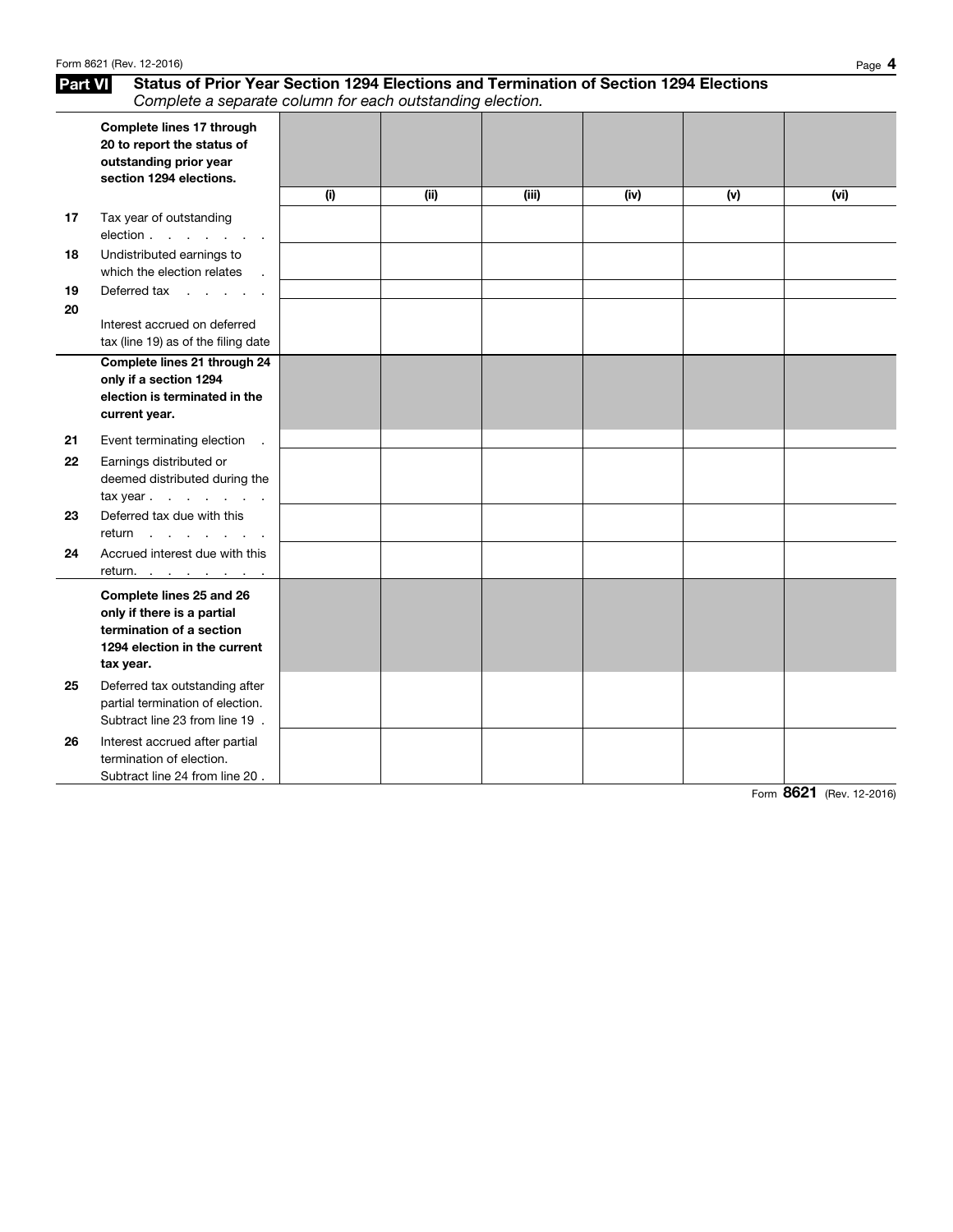## Part VI Status of Prior Year Section 1294 Elections and Termination of Section 1294 Elections

*Complete a separate column for each outstanding election.*

| | | (i) | (ii) | (iii) | (iv) | (v) | (vi) |
|---|---|---|---|---|---|---|---|
| | **Complete lines 17 through 20 to report the status of outstanding prior year section 1294 elections.** | | | | | | |
| 17 | Tax year of outstanding election | | | | | | |
| 18 | Undistributed earnings to which the election relates | | | | | | |
| 19 | Deferred tax | | | | | | |
| 20 | Interest accrued on deferred tax (line 19) as of the filing date | | | | | | |
| | **Complete lines 21 through 24 only if a section 1294 election is terminated in the current year.** | | | | | | |
| 21 | Event terminating election | | | | | | |
| 22 | Earnings distributed or deemed distributed during the tax year | | | | | | |
| 23 | Deferred tax due with this return | | | | | | |
| 24 | Accrued interest due with this return | | | | | | |
| | **Complete lines 25 and 26 only if there is a partial termination of a section 1294 election in the current tax year.** | | | | | | |
| 25 | Deferred tax outstanding after partial termination of election. Subtract line 23 from line 19 | | | | | | |
| 26 | Interest accrued after partial termination of election. Subtract line 24 from line 20 | | | | | | |

Form **8621** (Rev. 12-2016)